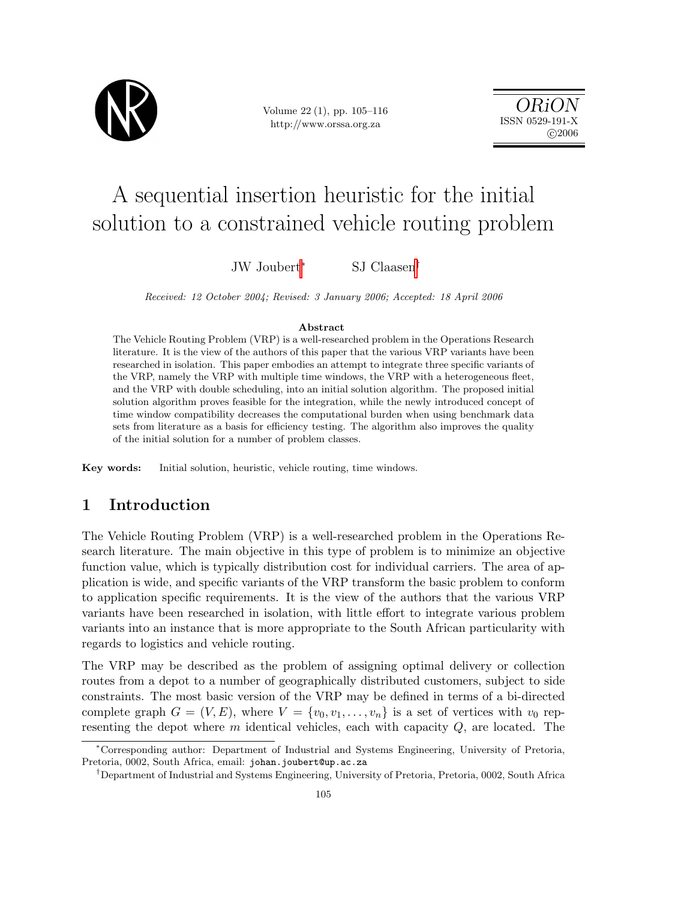# A sequential insertion heuristic for the initial solution to a constrained vehicle routing problem

JW Joubert[*] SJ Claasen[†]

*Received: 12 October 2004; Revised: 3 January 2006; Accepted: 18 April 2006*

**Abstract**

The Vehicle Routing Problem (VRP) is a well-researched problem in the Operations Research literature. It is the view of the authors of this paper that the various VRP variants have been researched in isolation. This paper embodies an attempt to integrate three specific variants of the VRP, namely the VRP with multiple time windows, the VRP with a heterogeneous fleet, and the VRP with double scheduling, into an initial solution algorithm. The proposed initial solution algorithm proves feasible for the integration, while the newly introduced concept of time window compatibility decreases the computational burden when using benchmark data sets from literature as a basis for efficiency testing. The algorithm also improves the quality of the initial solution for a number of problem classes.

**Key words:** Initial solution, heuristic, vehicle routing, time windows.

## 1 Introduction

The Vehicle Routing Problem (VRP) is a well-researched problem in the Operations Research literature. The main objective in this type of problem is to minimize an objective function value, which is typically distribution cost for individual carriers. The area of application is wide, and specific variants of the VRP transform the basic problem to conform to application specific requirements. It is the view of the authors that the various VRP variants have been researched in isolation, with little effort to integrate various problem variants into an instance that is more appropriate to the South African particularity with regards to logistics and vehicle routing.

The VRP may be described as the problem of assigning optimal delivery or collection routes from a depot to a number of geographically distributed customers, subject to side constraints. The most basic version of the VRP may be defined in terms of a bi-directed complete graph $G = (V, E)$, where $V = \{v_0, v_1, \ldots, v_n\}$ is a set of vertices with $v_0$ representing the depot where $m$ identical vehicles, each with capacity $Q$, are located. The

[*] Corresponding author: Department of Industrial and Systems Engineering, University of Pretoria, Pretoria, 0002, South Africa, email: johan.joubert@up.ac.za

[†] Department of Industrial and Systems Engineering, University of Pretoria, Pretoria, 0002, South Africa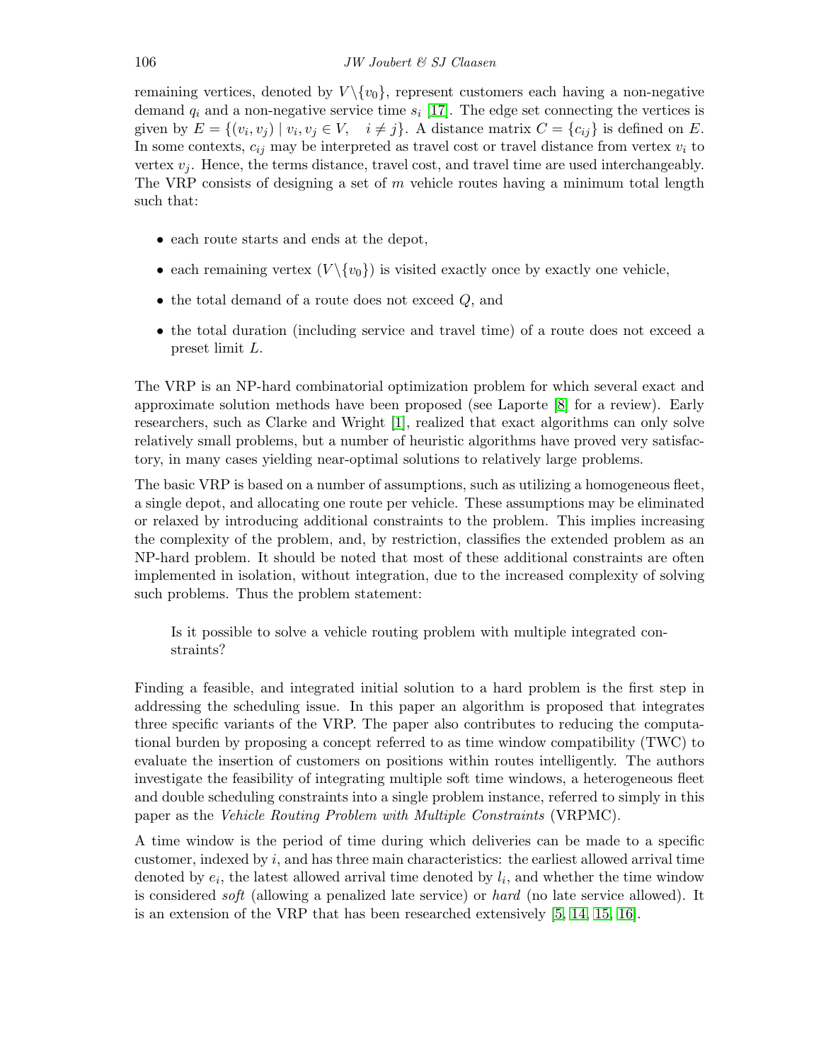remaining vertices, denoted by $V \backslash \{v_0\}$, represent customers each having a non-negative demand $q_i$ and a non-negative service time $s_i$ [17]. The edge set connecting the vertices is given by $E = \{(v_i, v_j) \mid v_i, v_j \in V, \quad i \neq j\}$. A distance matrix $C = \{c_{ij}\}$ is defined on $E$. In some contexts, $c_{ij}$ may be interpreted as travel cost or travel distance from vertex $v_i$ to vertex $v_j$. Hence, the terms distance, travel cost, and travel time are used interchangeably. The VRP consists of designing a set of $m$ vehicle routes having a minimum total length such that:

- each route starts and ends at the depot,
- each remaining vertex ($V \backslash \{v_0\}$) is visited exactly once by exactly one vehicle,
- the total demand of a route does not exceed $Q$, and
- the total duration (including service and travel time) of a route does not exceed a preset limit $L$.

The VRP is an NP-hard combinatorial optimization problem for which several exact and approximate solution methods have been proposed (see Laporte [8] for a review). Early researchers, such as Clarke and Wright [1], realized that exact algorithms can only solve relatively small problems, but a number of heuristic algorithms have proved very satisfactory, in many cases yielding near-optimal solutions to relatively large problems.

The basic VRP is based on a number of assumptions, such as utilizing a homogeneous fleet, a single depot, and allocating one route per vehicle. These assumptions may be eliminated or relaxed by introducing additional constraints to the problem. This implies increasing the complexity of the problem, and, by restriction, classifies the extended problem as an NP-hard problem. It should be noted that most of these additional constraints are often implemented in isolation, without integration, due to the increased complexity of solving such problems. Thus the problem statement:

> Is it possible to solve a vehicle routing problem with multiple integrated constraints?

Finding a feasible, and integrated initial solution to a hard problem is the first step in addressing the scheduling issue. In this paper an algorithm is proposed that integrates three specific variants of the VRP. The paper also contributes to reducing the computational burden by proposing a concept referred to as time window compatibility (TWC) to evaluate the insertion of customers on positions within routes intelligently. The authors investigate the feasibility of integrating multiple soft time windows, a heterogeneous fleet and double scheduling constraints into a single problem instance, referred to simply in this paper as the *Vehicle Routing Problem with Multiple Constraints* (VRPMC).

A time window is the period of time during which deliveries can be made to a specific customer, indexed by $i$, and has three main characteristics: the earliest allowed arrival time denoted by $e_i$, the latest allowed arrival time denoted by $l_i$, and whether the time window is considered *soft* (allowing a penalized late service) or *hard* (no late service allowed). It is an extension of the VRP that has been researched extensively [5, 14, 15, 16].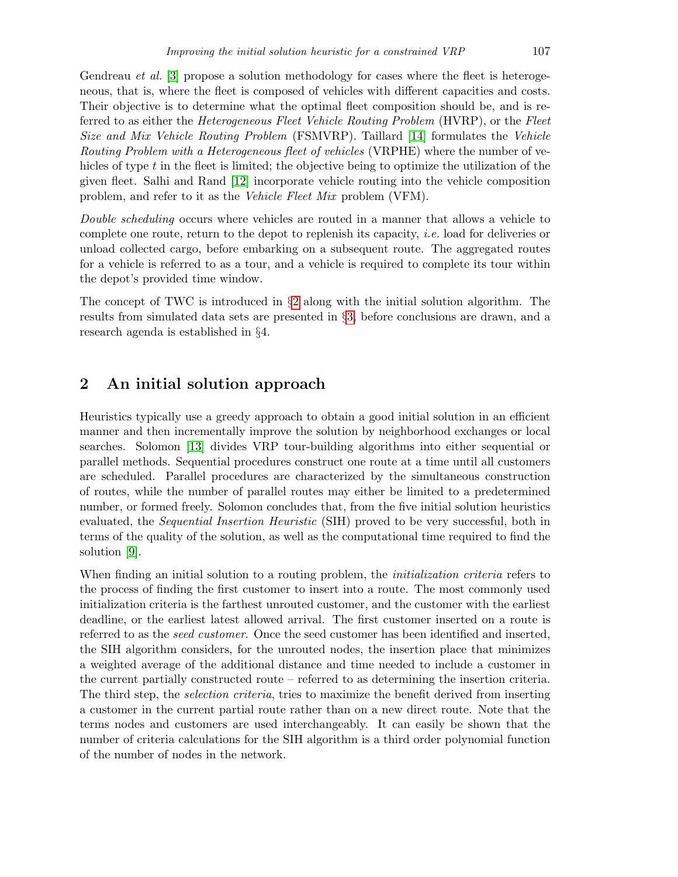Gendreau *et al.* [3] propose a solution methodology for cases where the fleet is heterogeneous, that is, where the fleet is composed of vehicles with different capacities and costs. Their objective is to determine what the optimal fleet composition should be, and is referred to as either the *Heterogeneous Fleet Vehicle Routing Problem* (HVRP), or the *Fleet Size and Mix Vehicle Routing Problem* (FSMVRP). Taillard [14] formulates the *Vehicle Routing Problem with a Heterogeneous fleet of vehicles* (VRPHE) where the number of vehicles of type $t$ in the fleet is limited; the objective being to optimize the utilization of the given fleet. Salhi and Rand [12] incorporate vehicle routing into the vehicle composition problem, and refer to it as the *Vehicle Fleet Mix* problem (VFM).

*Double scheduling* occurs where vehicles are routed in a manner that allows a vehicle to complete one route, return to the depot to replenish its capacity, *i.e.* load for deliveries or unload collected cargo, before embarking on a subsequent route. The aggregated routes for a vehicle is referred to as a tour, and a vehicle is required to complete its tour within the depot's provided time window.

The concept of TWC is introduced in §2 along with the initial solution algorithm. The results from simulated data sets are presented in §3, before conclusions are drawn, and a research agenda is established in §4.

## 2 An initial solution approach

Heuristics typically use a greedy approach to obtain a good initial solution in an efficient manner and then incrementally improve the solution by neighborhood exchanges or local searches. Solomon [13] divides VRP tour-building algorithms into either sequential or parallel methods. Sequential procedures construct one route at a time until all customers are scheduled. Parallel procedures are characterized by the simultaneous construction of routes, while the number of parallel routes may either be limited to a predetermined number, or formed freely. Solomon concludes that, from the five initial solution heuristics evaluated, the *Sequential Insertion Heuristic* (SIH) proved to be very successful, both in terms of the quality of the solution, as well as the computational time required to find the solution [9].

When finding an initial solution to a routing problem, the *initialization criteria* refers to the process of finding the first customer to insert into a route. The most commonly used initialization criteria is the farthest unrouted customer, and the customer with the earliest deadline, or the earliest latest allowed arrival. The first customer inserted on a route is referred to as the *seed customer*. Once the seed customer has been identified and inserted, the SIH algorithm considers, for the unrouted nodes, the insertion place that minimizes a weighted average of the additional distance and time needed to include a customer in the current partially constructed route – referred to as determining the insertion criteria. The third step, the *selection criteria*, tries to maximize the benefit derived from inserting a customer in the current partial route rather than on a new direct route. Note that the terms nodes and customers are used interchangeably. It can easily be shown that the number of criteria calculations for the SIH algorithm is a third order polynomial function of the number of nodes in the network.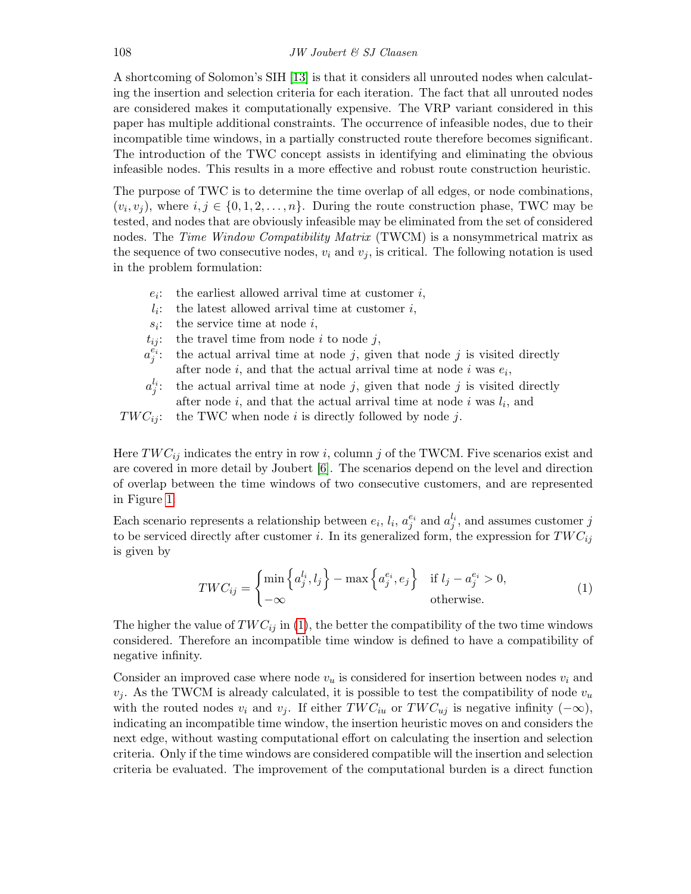A shortcoming of Solomon's SIH [13] is that it considers all unrouted nodes when calculating the insertion and selection criteria for each iteration. The fact that all unrouted nodes are considered makes it computationally expensive. The VRP variant considered in this paper has multiple additional constraints. The occurrence of infeasible nodes, due to their incompatible time windows, in a partially constructed route therefore becomes significant. The introduction of the TWC concept assists in identifying and eliminating the obvious infeasible nodes. This results in a more effective and robust route construction heuristic.

The purpose of TWC is to determine the time overlap of all edges, or node combinations, $(v_i, v_j)$, where $i, j \in \{0, 1, 2, \ldots, n\}$. During the route construction phase, TWC may be tested, and nodes that are obviously infeasible may be eliminated from the set of considered nodes. The *Time Window Compatibility Matrix* (TWCM) is a nonsymmetrical matrix as the sequence of two consecutive nodes, $v_i$ and $v_j$, is critical. The following notation is used in the problem formulation:

- $e_i$: the earliest allowed arrival time at customer $i$,
- $l_i$: the latest allowed arrival time at customer $i$,
- $s_i$: the service time at node $i$,
- $t_{ij}$: the travel time from node $i$ to node $j$,
- $a_j^{e_i}$: the actual arrival time at node $j$, given that node $j$ is visited directly after node $i$, and that the actual arrival time at node $i$ was $e_i$,
- $a_j^{l_i}$: the actual arrival time at node $j$, given that node $j$ is visited directly after node $i$, and that the actual arrival time at node $i$ was $l_i$, and
- $TWC_{ij}$: the TWC when node $i$ is directly followed by node $j$.

Here $TWC_{ij}$ indicates the entry in row $i$, column $j$ of the TWCM. Five scenarios exist and are covered in more detail by Joubert [6]. The scenarios depend on the level and direction of overlap between the time windows of two consecutive customers, and are represented in Figure 1.

Each scenario represents a relationship between $e_i$, $l_i$, $a_j^{e_i}$ and $a_j^{l_i}$, and assumes customer $j$ to be serviced directly after customer $i$. In its generalized form, the expression for $TWC_{ij}$ is given by

$$TWC_{ij} = \begin{cases} \min\left\{a_j^{l_i}, l_j\right\} - \max\left\{a_j^{e_i}, e_j\right\} & \text{if } l_j - a_j^{e_i} > 0, \\ -\infty & \text{otherwise.} \end{cases} \tag{1}$$

The higher the value of $TWC_{ij}$ in (1), the better the compatibility of the two time windows considered. Therefore an incompatible time window is defined to have a compatibility of negative infinity.

Consider an improved case where node $v_u$ is considered for insertion between nodes $v_i$ and $v_j$. As the TWCM is already calculated, it is possible to test the compatibility of node $v_u$ with the routed nodes $v_i$ and $v_j$. If either $TWC_{iu}$ or $TWC_{uj}$ is negative infinity $(-\infty)$, indicating an incompatible time window, the insertion heuristic moves on and considers the next edge, without wasting computational effort on calculating the insertion and selection criteria. Only if the time windows are considered compatible will the insertion and selection criteria be evaluated. The improvement of the computational burden is a direct function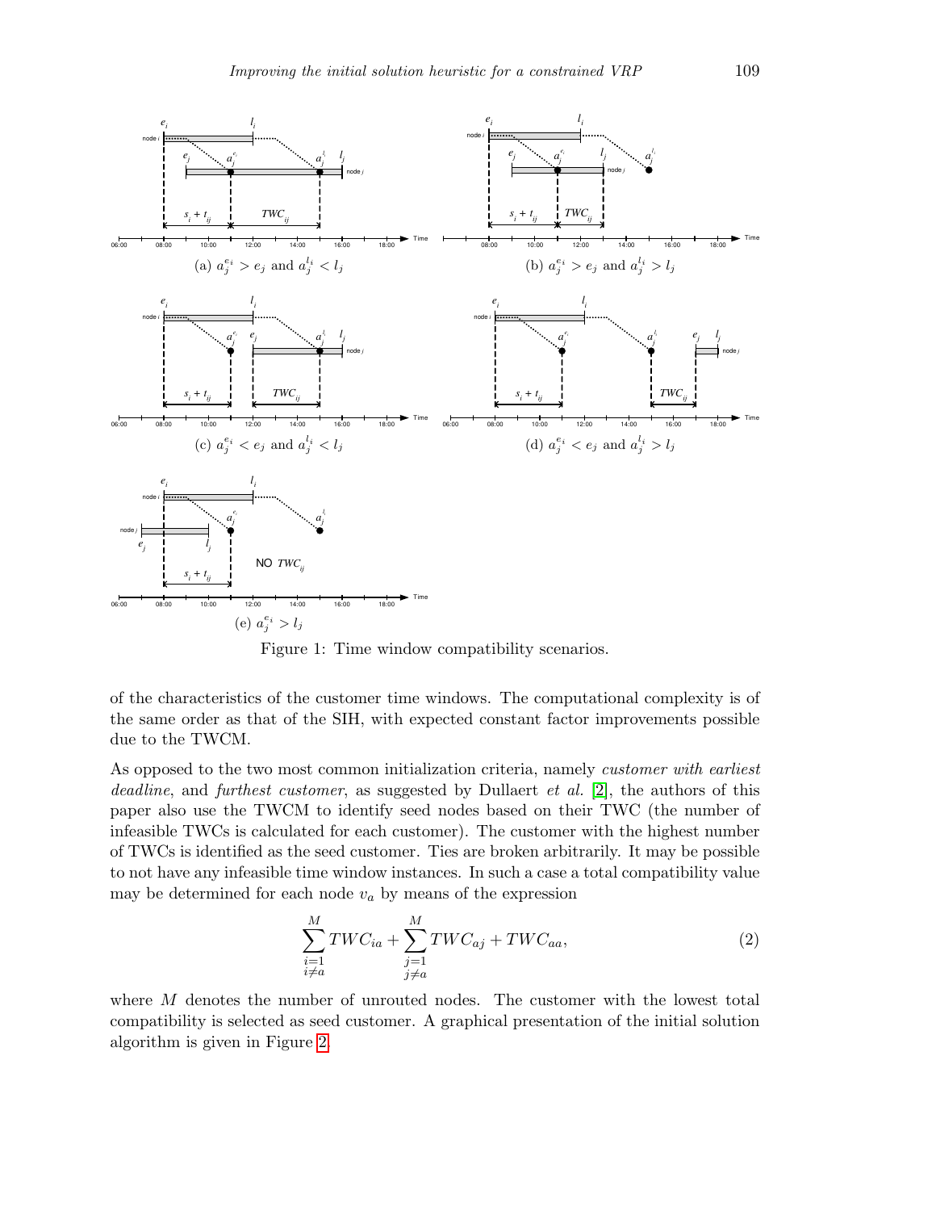(a) $a_j^{e_i} > e_j$ and $a_j^{l_i} < l_j$

(b) $a_j^{e_i} > e_j$ and $a_j^{l_i} > l_j$

(c) $a_j^{e_i} < e_j$ and $a_j^{l_i} < l_j$

(d) $a_j^{e_i} < e_j$ and $a_j^{l_i} > l_j$

(e) $a_j^{e_i} > l_j$

Figure 1: Time window compatibility scenarios.

of the characteristics of the customer time windows. The computational complexity is of the same order as that of the SIH, with expected constant factor improvements possible due to the TWCM.

As opposed to the two most common initialization criteria, namely *customer with earliest deadline*, and *furthest customer*, as suggested by Dullaert *et al.* [2], the authors of this paper also use the TWCM to identify seed nodes based on their TWC (the number of infeasible TWCs is calculated for each customer). The customer with the highest number of TWCs is identified as the seed customer. Ties are broken arbitrarily. It may be possible to not have any infeasible time window instances. In such a case a total compatibility value may be determined for each node $v_a$ by means of the expression

$$\sum_{\substack{i=1 \\ i \neq a}}^{M} TWC_{ia} + \sum_{\substack{j=1 \\ j \neq a}}^{M} TWC_{aj} + TWC_{aa}, \tag{2}$$

where $M$ denotes the number of unrouted nodes. The customer with the lowest total compatibility is selected as seed customer. A graphical presentation of the initial solution algorithm is given in Figure 2.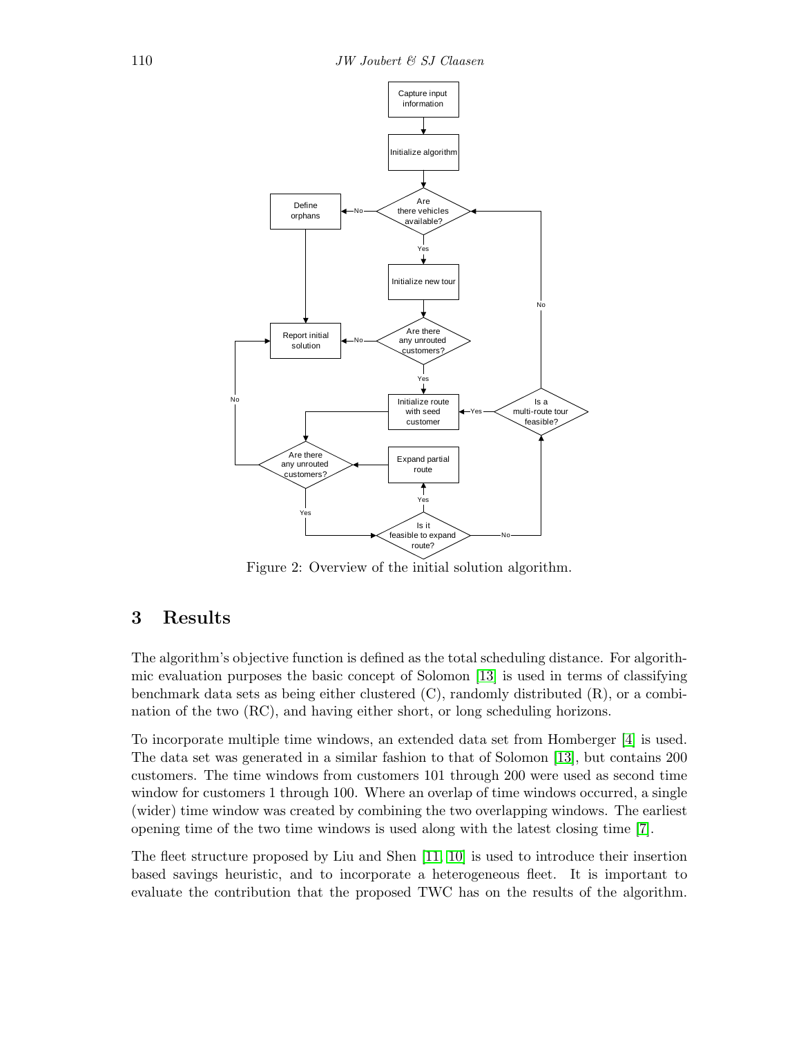Figure 2: Overview of the initial solution algorithm.

## 3 Results

The algorithm's objective function is defined as the total scheduling distance. For algorithmic evaluation purposes the basic concept of Solomon [13] is used in terms of classifying benchmark data sets as being either clustered (C), randomly distributed (R), or a combination of the two (RC), and having either short, or long scheduling horizons.

To incorporate multiple time windows, an extended data set from Homberger [4] is used. The data set was generated in a similar fashion to that of Solomon [13], but contains 200 customers. The time windows from customers 101 through 200 were used as second time window for customers 1 through 100. Where an overlap of time windows occurred, a single (wider) time window was created by combining the two overlapping windows. The earliest opening time of the two time windows is used along with the latest closing time [7].

The fleet structure proposed by Liu and Shen [11, 10] is used to introduce their insertion based savings heuristic, and to incorporate a heterogeneous fleet. It is important to evaluate the contribution that the proposed TWC has on the results of the algorithm.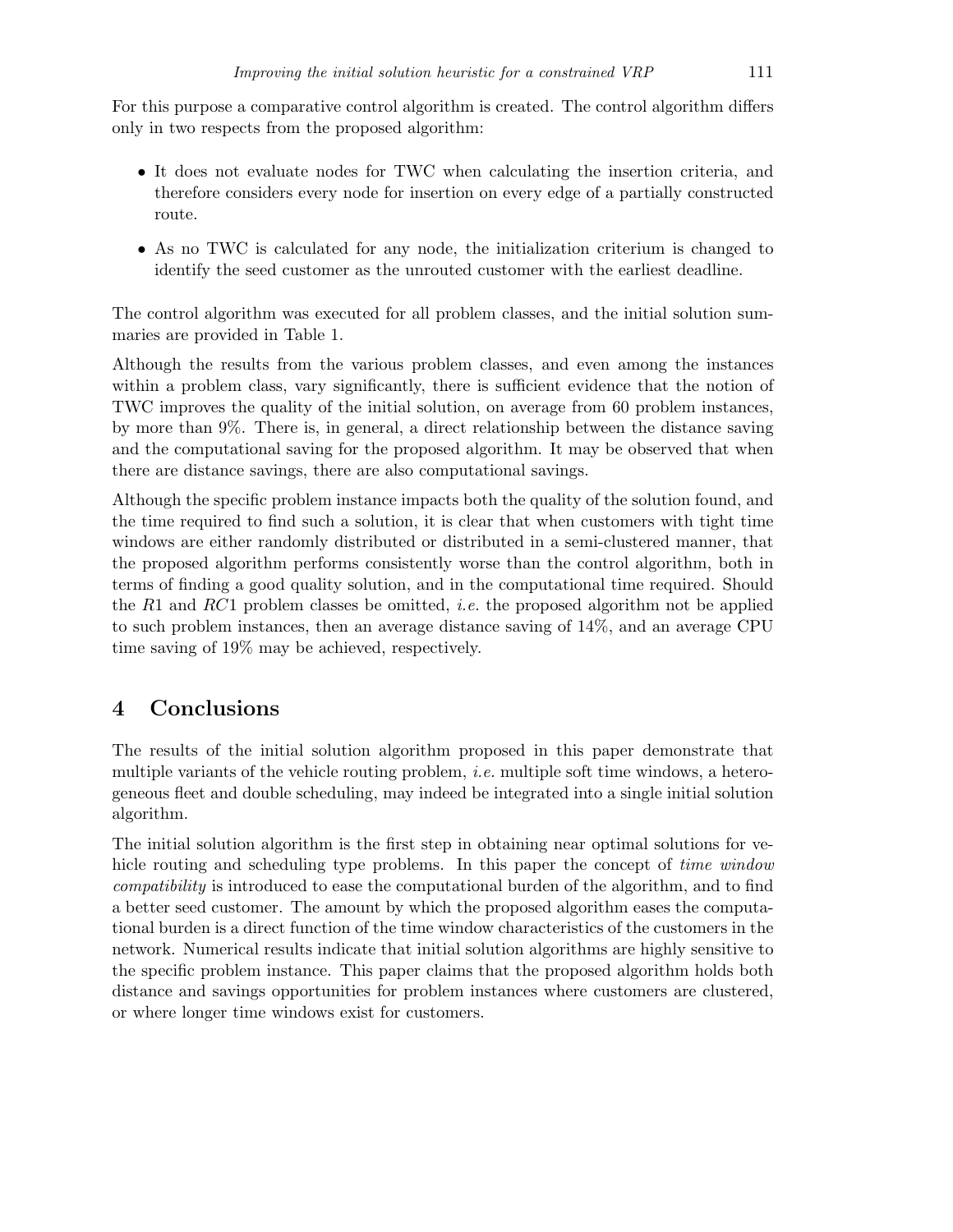For this purpose a comparative control algorithm is created. The control algorithm differs only in two respects from the proposed algorithm:

- It does not evaluate nodes for TWC when calculating the insertion criteria, and therefore considers every node for insertion on every edge of a partially constructed route.
- As no TWC is calculated for any node, the initialization criterium is changed to identify the seed customer as the unrouted customer with the earliest deadline.

The control algorithm was executed for all problem classes, and the initial solution summaries are provided in Table 1.

Although the results from the various problem classes, and even among the instances within a problem class, vary significantly, there is sufficient evidence that the notion of TWC improves the quality of the initial solution, on average from 60 problem instances, by more than 9%. There is, in general, a direct relationship between the distance saving and the computational saving for the proposed algorithm. It may be observed that when there are distance savings, there are also computational savings.

Although the specific problem instance impacts both the quality of the solution found, and the time required to find such a solution, it is clear that when customers with tight time windows are either randomly distributed or distributed in a semi-clustered manner, that the proposed algorithm performs consistently worse than the control algorithm, both in terms of finding a good quality solution, and in the computational time required. Should the $R1$ and $RC1$ problem classes be omitted, *i.e.* the proposed algorithm not be applied to such problem instances, then an average distance saving of 14%, and an average CPU time saving of 19% may be achieved, respectively.

## 4 Conclusions

The results of the initial solution algorithm proposed in this paper demonstrate that multiple variants of the vehicle routing problem, *i.e.* multiple soft time windows, a heterogeneous fleet and double scheduling, may indeed be integrated into a single initial solution algorithm.

The initial solution algorithm is the first step in obtaining near optimal solutions for vehicle routing and scheduling type problems. In this paper the concept of *time window compatibility* is introduced to ease the computational burden of the algorithm, and to find a better seed customer. The amount by which the proposed algorithm eases the computational burden is a direct function of the time window characteristics of the customers in the network. Numerical results indicate that initial solution algorithms are highly sensitive to the specific problem instance. This paper claims that the proposed algorithm holds both distance and savings opportunities for problem instances where customers are clustered, or where longer time windows exist for customers.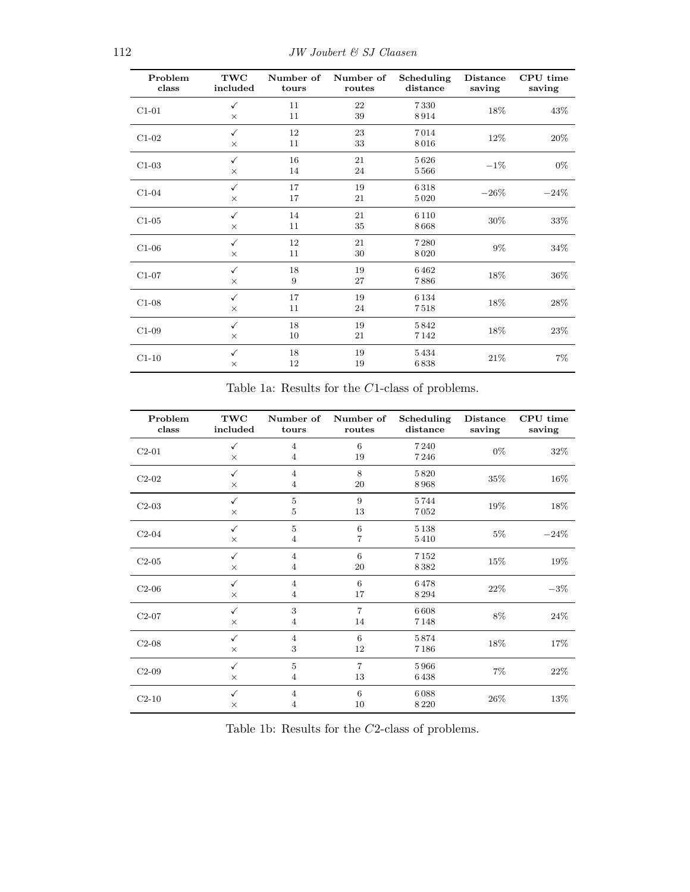| Problem class | TWC included | Number of tours | Number of routes | Scheduling distance | Distance saving | CPU time saving |
|---|---|---|---|---|---|---|
| C1-01 | ✓ | 11 | 22 | 7 330 | 18% | 43% |
| | × | 11 | 39 | 8 914 | | |
| C1-02 | ✓ | 12 | 23 | 7 014 | 12% | 20% |
| | × | 11 | 33 | 8 016 | | |
| C1-03 | ✓ | 16 | 21 | 5 626 | −1% | 0% |
| | × | 14 | 24 | 5 566 | | |
| C1-04 | ✓ | 17 | 19 | 6 318 | −26% | −24% |
| | × | 17 | 21 | 5 020 | | |
| C1-05 | ✓ | 14 | 21 | 6 110 | 30% | 33% |
| | × | 11 | 35 | 8 668 | | |
| C1-06 | ✓ | 12 | 21 | 7 280 | 9% | 34% |
| | × | 11 | 30 | 8 020 | | |
| C1-07 | ✓ | 18 | 19 | 6 462 | 18% | 36% |
| | × | 9 | 27 | 7 886 | | |
| C1-08 | ✓ | 17 | 19 | 6 134 | 18% | 28% |
| | × | 11 | 24 | 7 518 | | |
| C1-09 | ✓ | 18 | 19 | 5 842 | 18% | 23% |
| | × | 10 | 21 | 7 142 | | |
| C1-10 | ✓ | 18 | 19 | 5 434 | 21% | 7% |
| | × | 12 | 19 | 6 838 | | |

Table 1a: Results for the $C1$-class of problems.

| Problem class | TWC included | Number of tours | Number of routes | Scheduling distance | Distance saving | CPU time saving |
|---|---|---|---|---|---|---|
| C2-01 | ✓ | 4 | 6 | 7 240 | 0% | 32% |
| | × | 4 | 19 | 7 246 | | |
| C2-02 | ✓ | 4 | 8 | 5 820 | 35% | 16% |
| | × | 4 | 20 | 8 968 | | |
| C2-03 | ✓ | 5 | 9 | 5 744 | 19% | 18% |
| | × | 5 | 13 | 7 052 | | |
| C2-04 | ✓ | 5 | 6 | 5 138 | 5% | −24% |
| | × | 4 | 7 | 5 410 | | |
| C2-05 | ✓ | 4 | 6 | 7 152 | 15% | 19% |
| | × | 4 | 20 | 8 382 | | |
| C2-06 | ✓ | 4 | 6 | 6 478 | 22% | −3% |
| | × | 4 | 17 | 8 294 | | |
| C2-07 | ✓ | 3 | 7 | 6 608 | 8% | 24% |
| | × | 4 | 14 | 7 148 | | |
| C2-08 | ✓ | 4 | 6 | 5 874 | 18% | 17% |
| | × | 3 | 12 | 7 186 | | |
| C2-09 | ✓ | 5 | 7 | 5 966 | 7% | 22% |
| | × | 4 | 13 | 6 438 | | |
| C2-10 | ✓ | 4 | 6 | 6 088 | 26% | 13% |
| | × | 4 | 10 | 8 220 | | |

Table 1b: Results for the $C2$-class of problems.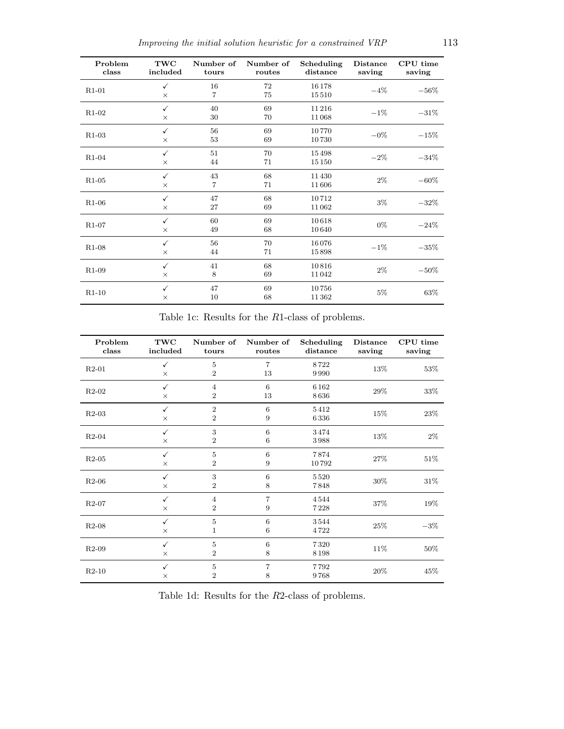| Problem class | TWC included | Number of tours | Number of routes | Scheduling distance | Distance saving | CPU time saving |
|---|---|---|---|---|---|---|
| R1-01 | ✓ | 16 | 72 | 16 178 | −4% | −56% |
| | × | 7 | 75 | 15 510 | | |
| R1-02 | ✓ | 40 | 69 | 11 216 | −1% | −31% |
| | × | 30 | 70 | 11 068 | | |
| R1-03 | ✓ | 56 | 69 | 10 770 | −0% | −15% |
| | × | 53 | 69 | 10 730 | | |
| R1-04 | ✓ | 51 | 70 | 15 498 | −2% | −34% |
| | × | 44 | 71 | 15 150 | | |
| R1-05 | ✓ | 43 | 68 | 11 430 | 2% | −60% |
| | × | 7 | 71 | 11 606 | | |
| R1-06 | ✓ | 47 | 68 | 10 712 | 3% | −32% |
| | × | 27 | 69 | 11 062 | | |
| R1-07 | ✓ | 60 | 69 | 10 618 | 0% | −24% |
| | × | 49 | 68 | 10 640 | | |
| R1-08 | ✓ | 56 | 70 | 16 076 | −1% | −35% |
| | × | 44 | 71 | 15 898 | | |
| R1-09 | ✓ | 41 | 68 | 10 816 | 2% | −50% |
| | × | 8 | 69 | 11 042 | | |
| R1-10 | ✓ | 47 | 69 | 10 756 | 5% | 63% |
| | × | 10 | 68 | 11 362 | | |

Table 1c: Results for the $R1$-class of problems.

| Problem class | TWC included | Number of tours | Number of routes | Scheduling distance | Distance saving | CPU time saving |
|---|---|---|---|---|---|---|
| R2-01 | ✓ | 5 | 7 | 8 722 | 13% | 53% |
| | × | 2 | 13 | 9 990 | | |
| R2-02 | ✓ | 4 | 6 | 6 162 | 29% | 33% |
| | × | 2 | 13 | 8 636 | | |
| R2-03 | ✓ | 2 | 6 | 5 412 | 15% | 23% |
| | × | 2 | 9 | 6 336 | | |
| R2-04 | ✓ | 3 | 6 | 3 474 | 13% | 2% |
| | × | 2 | 6 | 3 988 | | |
| R2-05 | ✓ | 5 | 6 | 7 874 | 27% | 51% |
| | × | 2 | 9 | 10 792 | | |
| R2-06 | ✓ | 3 | 6 | 5 520 | 30% | 31% |
| | × | 2 | 8 | 7 848 | | |
| R2-07 | ✓ | 4 | 7 | 4 544 | 37% | 19% |
| | × | 2 | 9 | 7 228 | | |
| R2-08 | ✓ | 5 | 6 | 3 544 | 25% | −3% |
| | × | 1 | 6 | 4 722 | | |
| R2-09 | ✓ | 5 | 6 | 7 320 | 11% | 50% |
| | × | 2 | 8 | 8 198 | | |
| R2-10 | ✓ | 5 | 7 | 7 792 | 20% | 45% |
| | × | 2 | 8 | 9 768 | | |

Table 1d: Results for the $R2$-class of problems.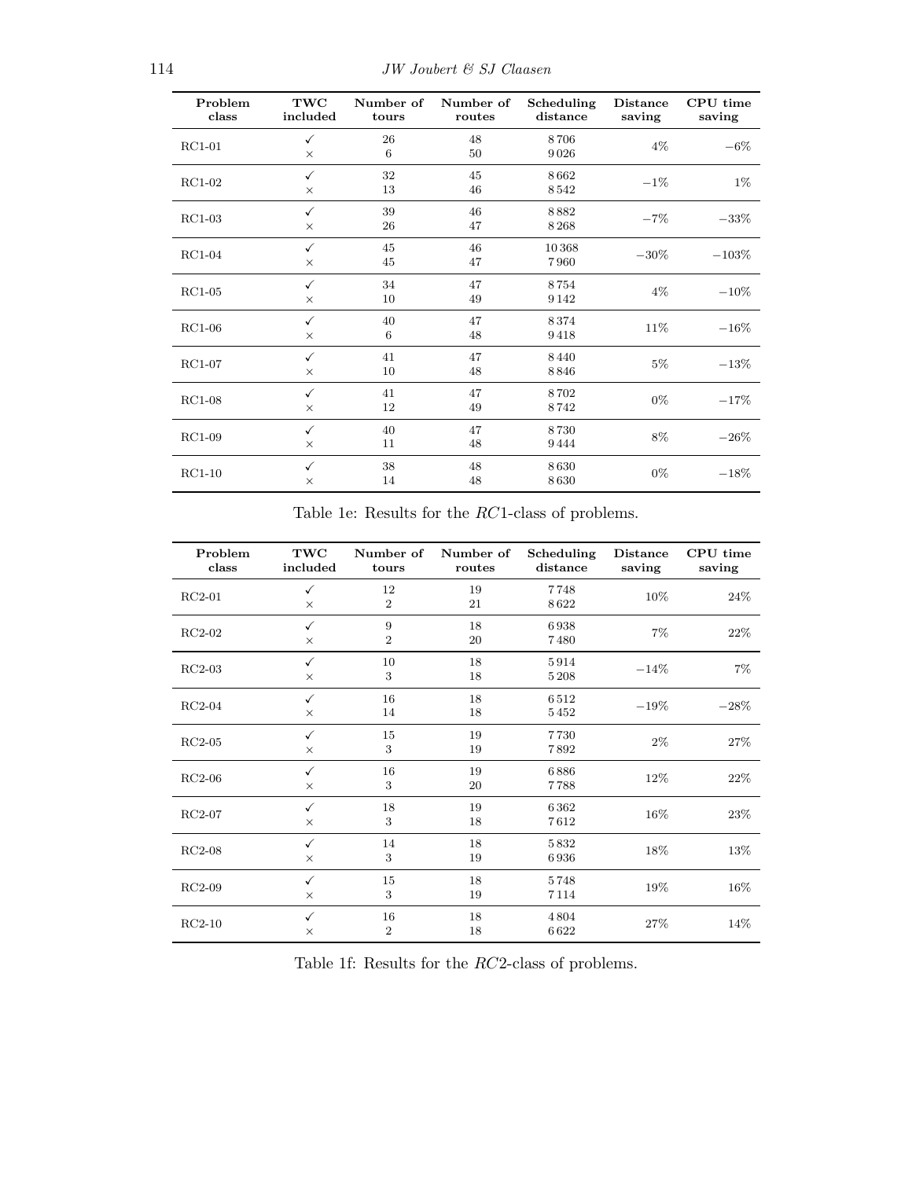| Problem class | TWC included | Number of tours | Number of routes | Scheduling distance | Distance saving | CPU time saving |
|---|---|---|---|---|---|---|
| RC1-01 | ✓ | 26 | 48 | 8 706 | 4% | −6% |
| | × | 6 | 50 | 9 026 | | |
| RC1-02 | ✓ | 32 | 45 | 8 662 | −1% | 1% |
| | × | 13 | 46 | 8 542 | | |
| RC1-03 | ✓ | 39 | 46 | 8 882 | −7% | −33% |
| | × | 26 | 47 | 8 268 | | |
| RC1-04 | ✓ | 45 | 46 | 10 368 | −30% | −103% |
| | × | 45 | 47 | 7 960 | | |
| RC1-05 | ✓ | 34 | 47 | 8 754 | 4% | −10% |
| | × | 10 | 49 | 9 142 | | |
| RC1-06 | ✓ | 40 | 47 | 8 374 | 11% | −16% |
| | × | 6 | 48 | 9 418 | | |
| RC1-07 | ✓ | 41 | 47 | 8 440 | 5% | −13% |
| | × | 10 | 48 | 8 846 | | |
| RC1-08 | ✓ | 41 | 47 | 8 702 | 0% | −17% |
| | × | 12 | 49 | 8 742 | | |
| RC1-09 | ✓ | 40 | 47 | 8 730 | 8% | −26% |
| | × | 11 | 48 | 9 444 | | |
| RC1-10 | ✓ | 38 | 48 | 8 630 | 0% | −18% |
| | × | 14 | 48 | 8 630 | | |

Table 1e: Results for the *RC*1-class of problems.

| Problem class | TWC included | Number of tours | Number of routes | Scheduling distance | Distance saving | CPU time saving |
|---|---|---|---|---|---|---|
| RC2-01 | ✓ | 12 | 19 | 7 748 | 10% | 24% |
| | × | 2 | 21 | 8 622 | | |
| RC2-02 | ✓ | 9 | 18 | 6 938 | 7% | 22% |
| | × | 2 | 20 | 7 480 | | |
| RC2-03 | ✓ | 10 | 18 | 5 914 | −14% | 7% |
| | × | 3 | 18 | 5 208 | | |
| RC2-04 | ✓ | 16 | 18 | 6 512 | −19% | −28% |
| | × | 14 | 18 | 5 452 | | |
| RC2-05 | ✓ | 15 | 19 | 7 730 | 2% | 27% |
| | × | 3 | 19 | 7 892 | | |
| RC2-06 | ✓ | 16 | 19 | 6 886 | 12% | 22% |
| | × | 3 | 20 | 7 788 | | |
| RC2-07 | ✓ | 18 | 19 | 6 362 | 16% | 23% |
| | × | 3 | 18 | 7 612 | | |
| RC2-08 | ✓ | 14 | 18 | 5 832 | 18% | 13% |
| | × | 3 | 19 | 6 936 | | |
| RC2-09 | ✓ | 15 | 18 | 5 748 | 19% | 16% |
| | × | 3 | 19 | 7 114 | | |
| RC2-10 | ✓ | 16 | 18 | 4 804 | 27% | 14% |
| | × | 2 | 18 | 6 622 | | |

Table 1f: Results for the *RC*2-class of problems.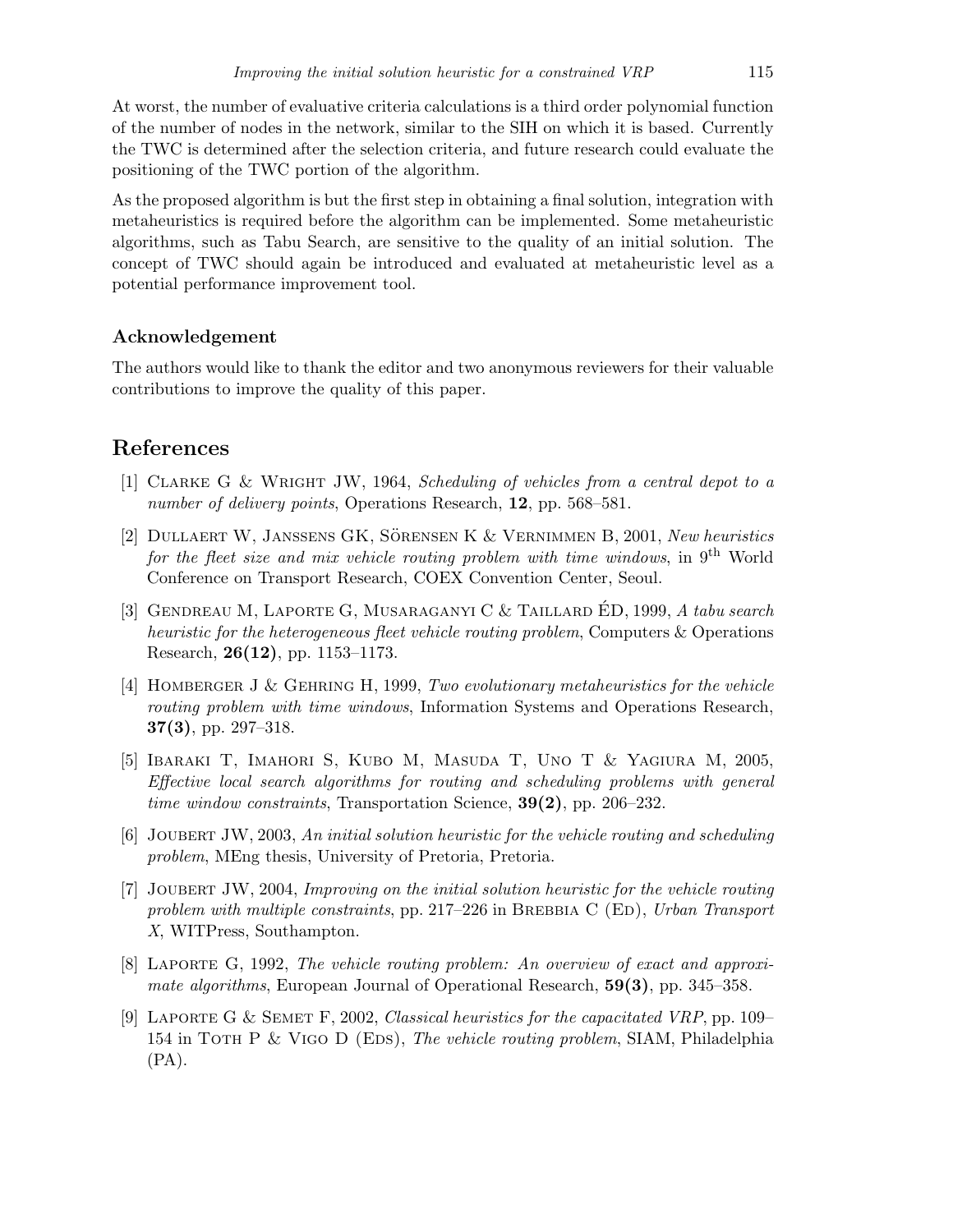At worst, the number of evaluative criteria calculations is a third order polynomial function of the number of nodes in the network, similar to the SIH on which it is based. Currently the TWC is determined after the selection criteria, and future research could evaluate the positioning of the TWC portion of the algorithm.

As the proposed algorithm is but the first step in obtaining a final solution, integration with metaheuristics is required before the algorithm can be implemented. Some metaheuristic algorithms, such as Tabu Search, are sensitive to the quality of an initial solution. The concept of TWC should again be introduced and evaluated at metaheuristic level as a potential performance improvement tool.

### Acknowledgement

The authors would like to thank the editor and two anonymous reviewers for their valuable contributions to improve the quality of this paper.

## References

[1] Clarke G & Wright JW, 1964, *Scheduling of vehicles from a central depot to a number of delivery points*, Operations Research, **12**, pp. 568–581.

[2] Dullaert W, Janssens GK, Sörensen K & Vernimmen B, 2001, *New heuristics for the fleet size and mix vehicle routing problem with time windows*, in 9th World Conference on Transport Research, COEX Convention Center, Seoul.

[3] Gendreau M, Laporte G, Musaraganyi C & Taillard ÉD, 1999, *A tabu search heuristic for the heterogeneous fleet vehicle routing problem*, Computers & Operations Research, **26(12)**, pp. 1153–1173.

[4] Homberger J & Gehring H, 1999, *Two evolutionary metaheuristics for the vehicle routing problem with time windows*, Information Systems and Operations Research, **37(3)**, pp. 297–318.

[5] Ibaraki T, Imahori S, Kubo M, Masuda T, Uno T & Yagiura M, 2005, *Effective local search algorithms for routing and scheduling problems with general time window constraints*, Transportation Science, **39(2)**, pp. 206–232.

[6] Joubert JW, 2003, *An initial solution heuristic for the vehicle routing and scheduling problem*, MEng thesis, University of Pretoria, Pretoria.

[7] Joubert JW, 2004, *Improving on the initial solution heuristic for the vehicle routing problem with multiple constraints*, pp. 217–226 in Brebbia C (Ed), *Urban Transport X*, WITPress, Southampton.

[8] Laporte G, 1992, *The vehicle routing problem: An overview of exact and approximate algorithms*, European Journal of Operational Research, **59(3)**, pp. 345–358.

[9] Laporte G & Semet F, 2002, *Classical heuristics for the capacitated VRP*, pp. 109–154 in Toth P & Vigo D (Eds), *The vehicle routing problem*, SIAM, Philadelphia (PA).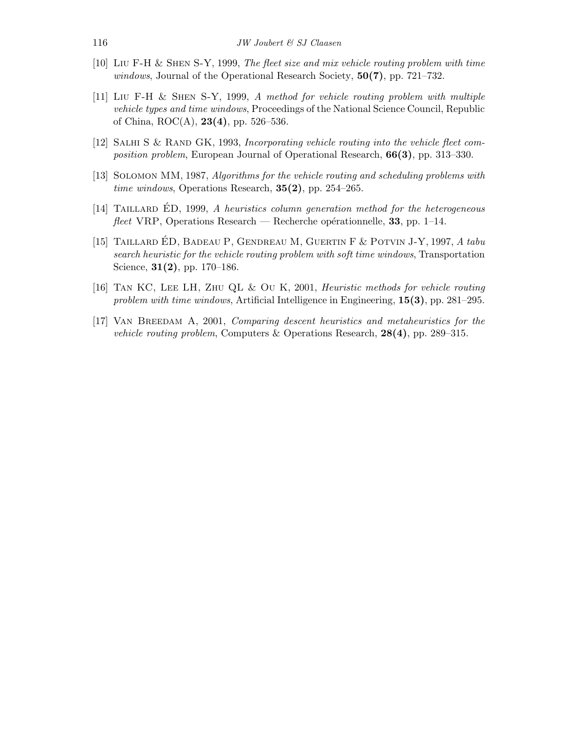[10] Liu F-H & Shen S-Y, 1999, *The fleet size and mix vehicle routing problem with time windows*, Journal of the Operational Research Society, **50(7)**, pp. 721–732.

[11] Liu F-H & Shen S-Y, 1999, *A method for vehicle routing problem with multiple vehicle types and time windows*, Proceedings of the National Science Council, Republic of China, ROC(A), **23(4)**, pp. 526–536.

[12] Salhi S & Rand GK, 1993, *Incorporating vehicle routing into the vehicle fleet composition problem*, European Journal of Operational Research, **66(3)**, pp. 313–330.

[13] Solomon MM, 1987, *Algorithms for the vehicle routing and scheduling problems with time windows*, Operations Research, **35(2)**, pp. 254–265.

[14] Taillard ÉD, 1999, *A heuristics column generation method for the heterogeneous fleet* VRP, Operations Research — Recherche opérationnelle, **33**, pp. 1–14.

[15] Taillard ÉD, Badeau P, Gendreau M, Guertin F & Potvin J-Y, 1997, *A tabu search heuristic for the vehicle routing problem with soft time windows*, Transportation Science, **31(2)**, pp. 170–186.

[16] Tan KC, Lee LH, Zhu QL & Ou K, 2001, *Heuristic methods for vehicle routing problem with time windows*, Artificial Intelligence in Engineering, **15(3)**, pp. 281–295.

[17] Van Breedam A, 2001, *Comparing descent heuristics and metaheuristics for the vehicle routing problem*, Computers & Operations Research, **28(4)**, pp. 289–315.